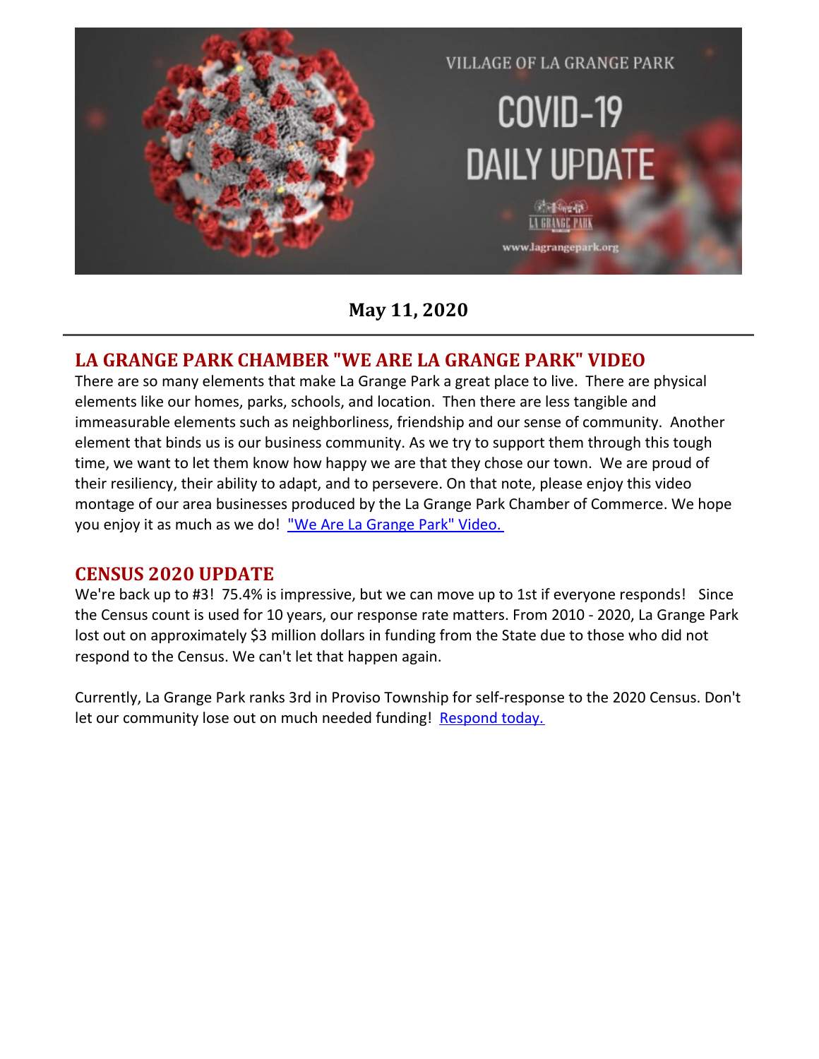VILLAGE OF LA GRANGE PARK

COVID-19 DAILY UPDATE

www.lagrangepark.org

**May 11, 2020**

---

## LA GRANGE PARK CHAMBER "WE ARE LA GRANGE PARK" VIDEO

There are so many elements that make La Grange Park a great place to live. There are physical elements like our homes, parks, schools, and location. Then there are less tangible and immeasurable elements such as neighborliness, friendship and our sense of community. Another element that binds us is our business community. As we try to support them through this tough time, we want to let them know how happy we are that they chose our town. We are proud of their resiliency, their ability to adapt, and to persevere. On that note, please enjoy this video montage of our area businesses produced by the La Grange Park Chamber of Commerce. We hope you enjoy it as much as we do! "We Are La Grange Park" Video.

## CENSUS 2020 UPDATE

We're back up to #3! 75.4% is impressive, but we can move up to 1st if everyone responds! Since the Census count is used for 10 years, our response rate matters. From 2010 - 2020, La Grange Park lost out on approximately $3 million dollars in funding from the State due to those who did not respond to the Census. We can't let that happen again.

Currently, La Grange Park ranks 3rd in Proviso Township for self-response to the 2020 Census. Don't let our community lose out on much needed funding! Respond today.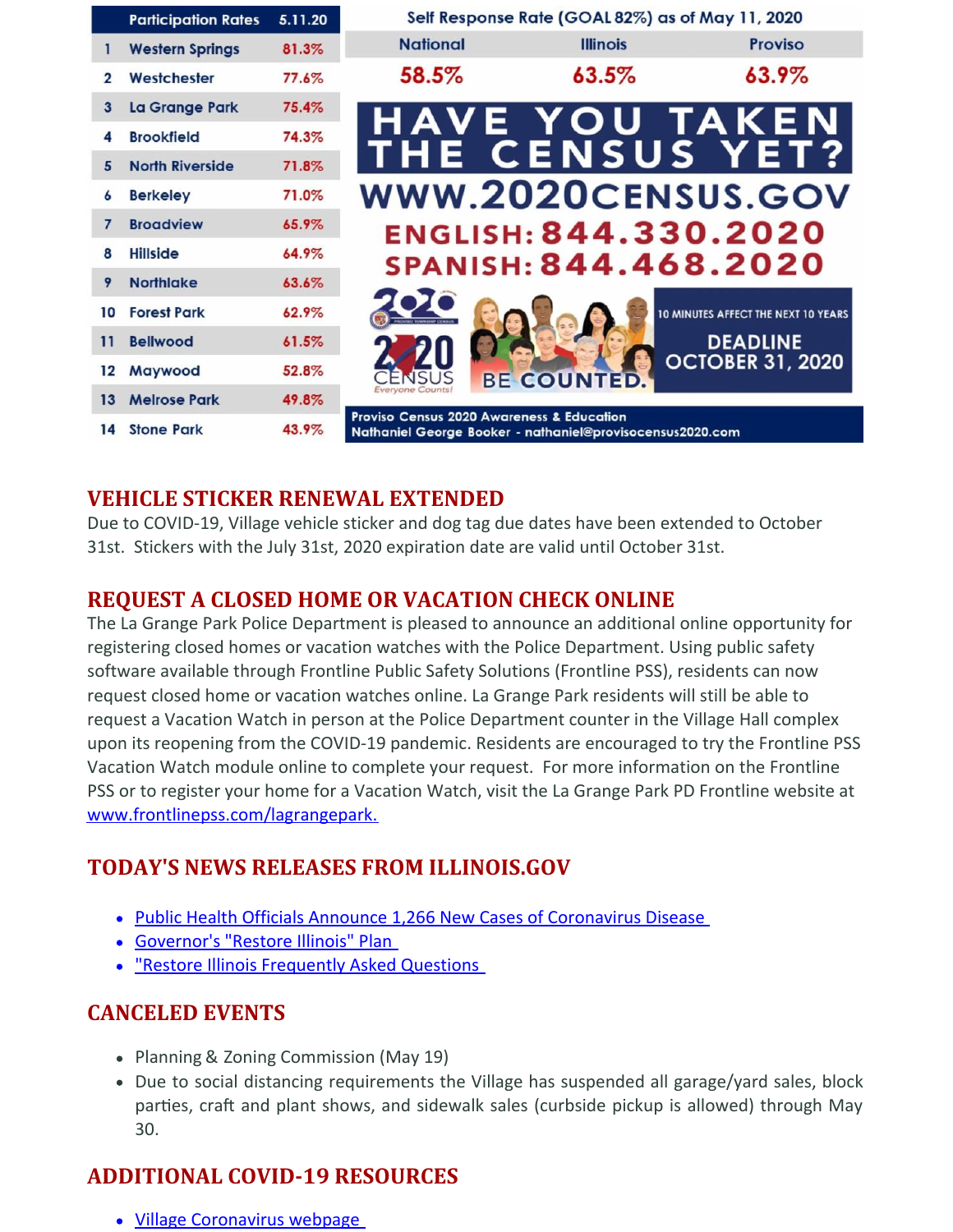| | Participation Rates | 5.11.20 |
|---|---|---|
| 1 | Western Springs | 81.3% |
| 2 | Westchester | 77.6% |
| 3 | La Grange Park | 75.4% |
| 4 | Brookfield | 74.3% |
| 5 | North Riverside | 71.8% |
| 6 | Berkeley | 71.0% |
| 7 | Broadview | 65.9% |
| 8 | Hillside | 64.9% |
| 9 | Northlake | 63.6% |
| 10 | Forest Park | 62.9% |
| 11 | Bellwood | 61.5% |
| 12 | Maywood | 52.8% |
| 13 | Melrose Park | 49.8% |
| 14 | Stone Park | 43.9% |

Self Response Rate (GOAL 82%) as of May 11, 2020

| National | Illinois | Proviso |
|---|---|---|
| 58.5% | 63.5% | 63.9% |

HAVE YOU TAKEN THE CENSUS YET?

WWW.2020CENSUS.GOV

ENGLISH: 844.330.2020

SPANISH: 844.468.2020

2020 CENSUS Everyone Counts!

BE COUNTED.

10 MINUTES AFFECT THE NEXT 10 YEARS

DEADLINE OCTOBER 31, 2020

Proviso Census 2020 Awareness & Education
Nathaniel George Booker - nathaniel@provisocensus2020.com

## VEHICLE STICKER RENEWAL EXTENDED

Due to COVID-19, Village vehicle sticker and dog tag due dates have been extended to October 31st. Stickers with the July 31st, 2020 expiration date are valid until October 31st.

## REQUEST A CLOSED HOME OR VACATION CHECK ONLINE

The La Grange Park Police Department is pleased to announce an additional online opportunity for registering closed homes or vacation watches with the Police Department. Using public safety software available through Frontline Public Safety Solutions (Frontline PSS), residents can now request closed home or vacation watches online. La Grange Park residents will still be able to request a Vacation Watch in person at the Police Department counter in the Village Hall complex upon its reopening from the COVID-19 pandemic. Residents are encouraged to try the Frontline PSS Vacation Watch module online to complete your request. For more information on the Frontline PSS or to register your home for a Vacation Watch, visit the La Grange Park PD Frontline website at www.frontlinepss.com/lagrangepark.

## TODAY'S NEWS RELEASES FROM ILLINOIS.GOV

- Public Health Officials Announce 1,266 New Cases of Coronavirus Disease
- Governor's "Restore Illinois" Plan
- "Restore Illinois Frequently Asked Questions

## CANCELED EVENTS

- Planning & Zoning Commission (May 19)
- Due to social distancing requirements the Village has suspended all garage/yard sales, block parties, craft and plant shows, and sidewalk sales (curbside pickup is allowed) through May 30.

## ADDITIONAL COVID-19 RESOURCES

- Village Coronavirus webpage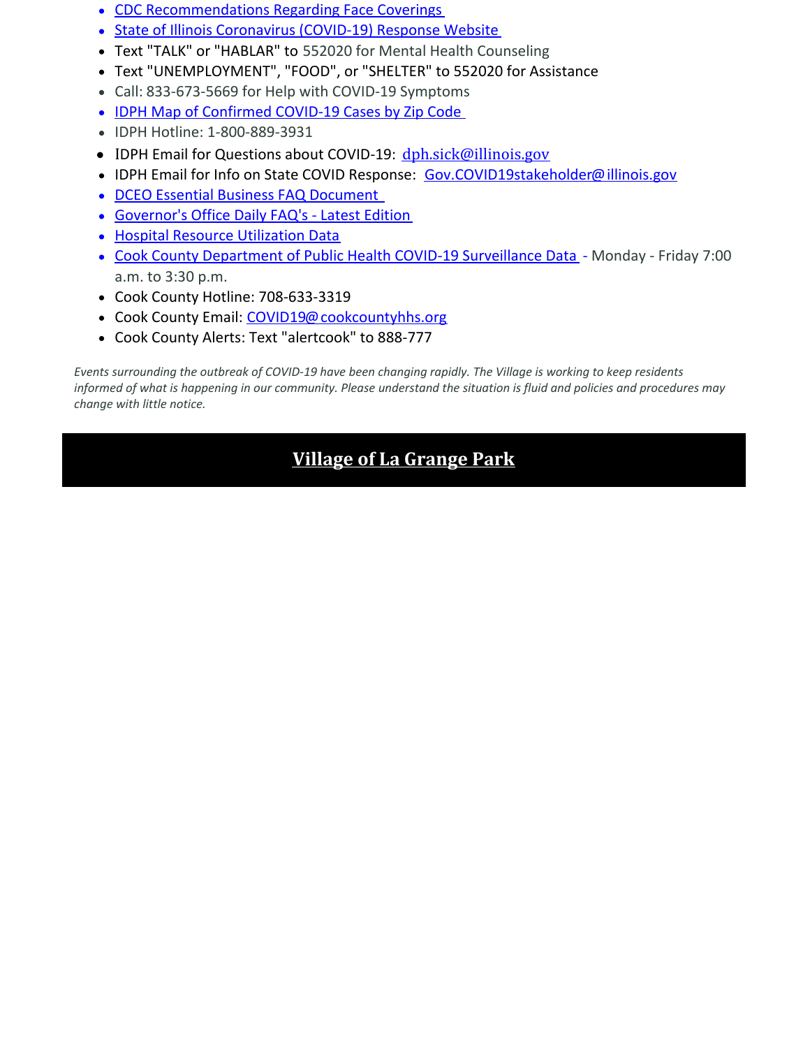- CDC Recommendations Regarding Face Coverings
- State of Illinois Coronavirus (COVID-19) Response Website
- Text "TALK" or "HABLAR" to 552020 for Mental Health Counseling
- Text "UNEMPLOYMENT", "FOOD", or "SHELTER" to 552020 for Assistance
- Call: 833-673-5669 for Help with COVID-19 Symptoms
- IDPH Map of Confirmed COVID-19 Cases by Zip Code
- IDPH Hotline: 1-800-889-3931
- IDPH Email for Questions about COVID-19: dph.sick@illinois.gov
- IDPH Email for Info on State COVID Response: Gov.COVID19stakeholder@illinois.gov
- DCEO Essential Business FAQ Document
- Governor's Office Daily FAQ's - Latest Edition
- Hospital Resource Utilization Data
- Cook County Department of Public Health COVID-19 Surveillance Data - Monday - Friday 7:00 a.m. to 3:30 p.m.
- Cook County Hotline: 708-633-3319
- Cook County Email: COVID19@cookcountyhhs.org
- Cook County Alerts: Text "alertcook" to 888-777

*Events surrounding the outbreak of COVID-19 have been changing rapidly. The Village is working to keep residents informed of what is happening in our community. Please understand the situation is fluid and policies and procedures may change with little notice.*

**Village of La Grange Park**